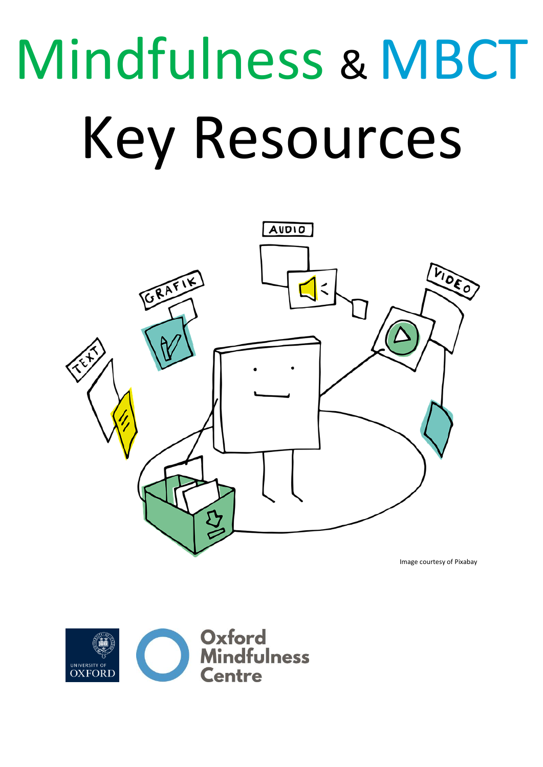# Mindfulness & MBCT

# Key Resources

Image courtesy of Pixabay

UNIVERSITY OF OXFORD

Oxford Mindfulness Centre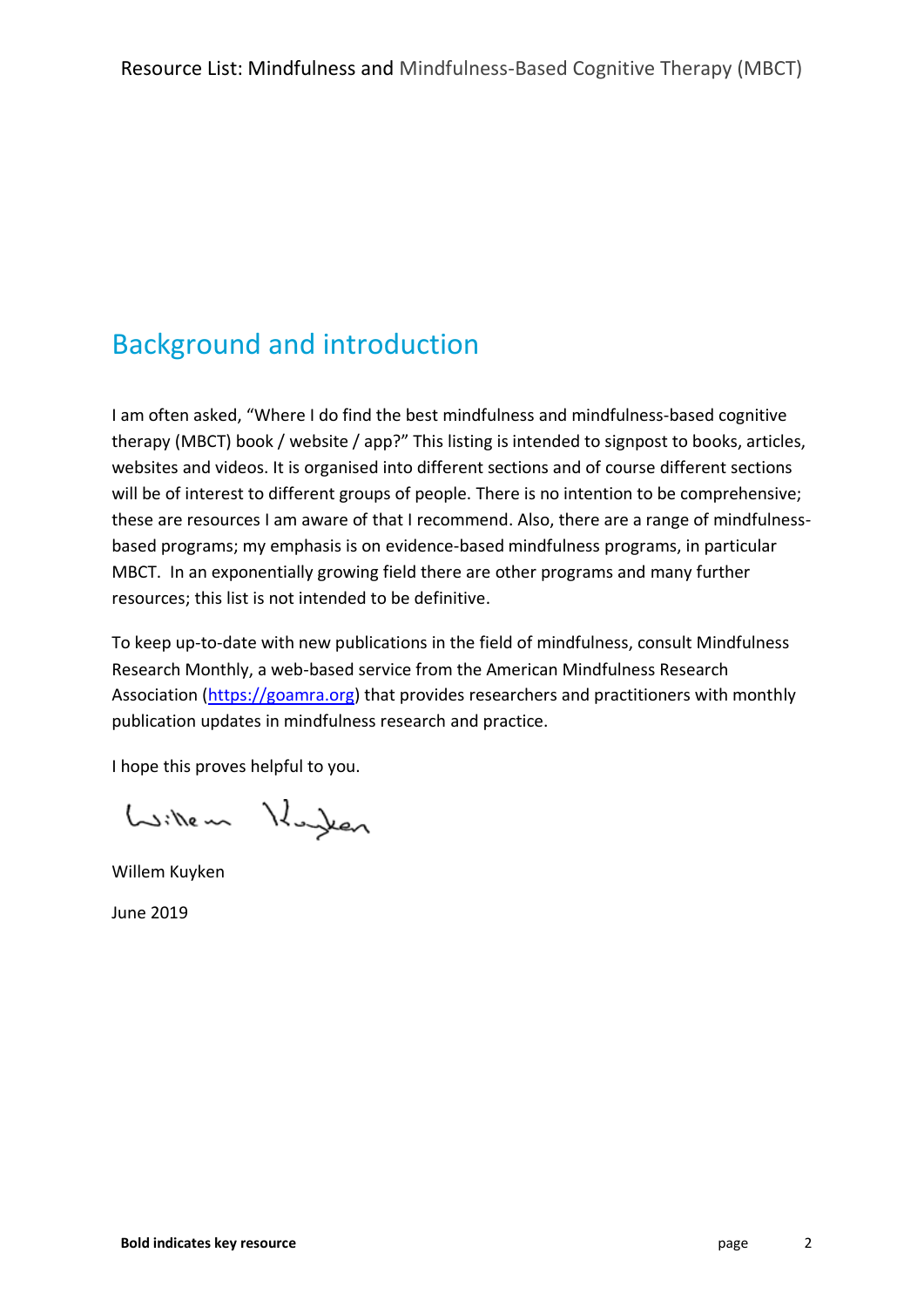## Background and introduction

I am often asked, "Where I do find the best mindfulness and mindfulness-based cognitive therapy (MBCT) book / website / app?" This listing is intended to signpost to books, articles, websites and videos. It is organised into different sections and of course different sections will be of interest to different groups of people. There is no intention to be comprehensive; these are resources I am aware of that I recommend. Also, there are a range of mindfulness-based programs; my emphasis is on evidence-based mindfulness programs, in particular MBCT. In an exponentially growing field there are other programs and many further resources; this list is not intended to be definitive.

To keep up-to-date with new publications in the field of mindfulness, consult Mindfulness Research Monthly, a web-based service from the American Mindfulness Research Association (https://goamra.org) that provides researchers and practitioners with monthly publication updates in mindfulness research and practice.

I hope this proves helpful to you.

Willem Kuyken

June 2019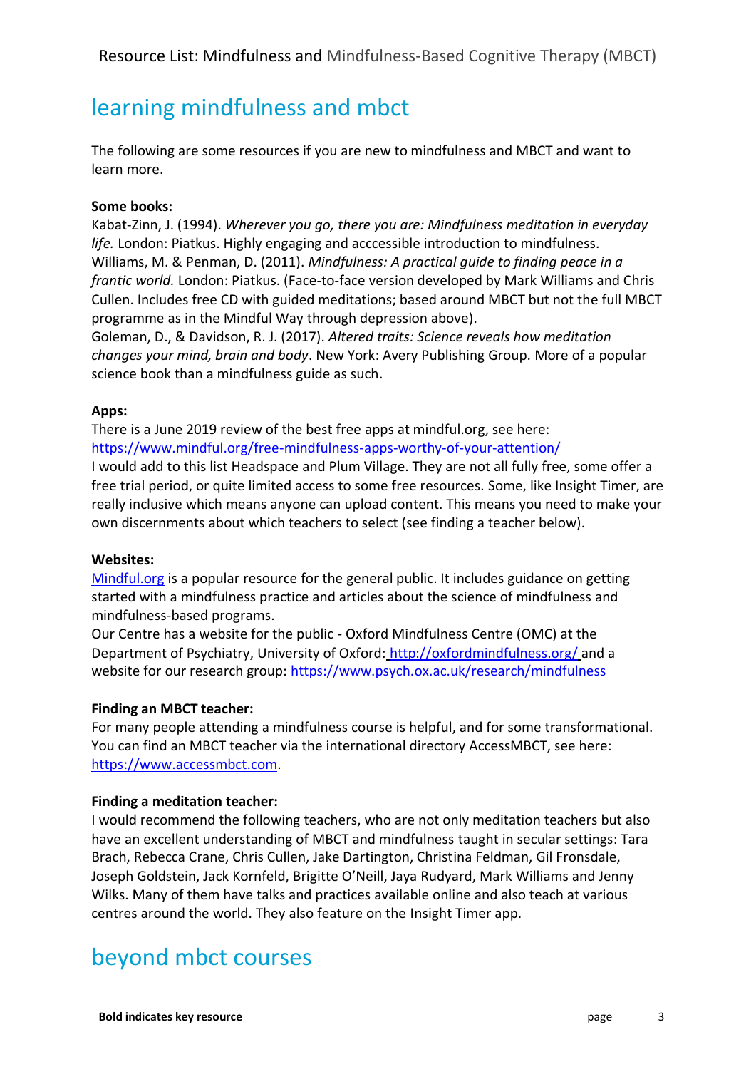## learning mindfulness and mbct

The following are some resources if you are new to mindfulness and MBCT and want to learn more.

**Some books:**

Kabat-Zinn, J. (1994). *Wherever you go, there you are: Mindfulness meditation in everyday life.* London: Piatkus. Highly engaging and acccessible introduction to mindfulness.

Williams, M. & Penman, D. (2011). *Mindfulness: A practical guide to finding peace in a frantic world.* London: Piatkus. (Face-to-face version developed by Mark Williams and Chris Cullen. Includes free CD with guided meditations; based around MBCT but not the full MBCT programme as in the Mindful Way through depression above).

Goleman, D., & Davidson, R. J. (2017). *Altered traits: Science reveals how meditation changes your mind, brain and body*. New York: Avery Publishing Group. More of a popular science book than a mindfulness guide as such.

**Apps:**

There is a June 2019 review of the best free apps at mindful.org, see here: https://www.mindful.org/free-mindfulness-apps-worthy-of-your-attention/

I would add to this list Headspace and Plum Village. They are not all fully free, some offer a free trial period, or quite limited access to some free resources. Some, like Insight Timer, are really inclusive which means anyone can upload content. This means you need to make your own discernments about which teachers to select (see finding a teacher below).

**Websites:**

Mindful.org is a popular resource for the general public. It includes guidance on getting started with a mindfulness practice and articles about the science of mindfulness and mindfulness-based programs.

Our Centre has a website for the public - Oxford Mindfulness Centre (OMC) at the Department of Psychiatry, University of Oxford: http://oxfordmindfulness.org/ and a website for our research group: https://www.psych.ox.ac.uk/research/mindfulness

**Finding an MBCT teacher:**

For many people attending a mindfulness course is helpful, and for some transformational. You can find an MBCT teacher via the international directory AccessMBCT, see here: https://www.accessmbct.com.

**Finding a meditation teacher:**

I would recommend the following teachers, who are not only meditation teachers but also have an excellent understanding of MBCT and mindfulness taught in secular settings: Tara Brach, Rebecca Crane, Chris Cullen, Jake Dartington, Christina Feldman, Gil Fronsdale, Joseph Goldstein, Jack Kornfeld, Brigitte O'Neill, Jaya Rudyard, Mark Williams and Jenny Wilks. Many of them have talks and practices available online and also teach at various centres around the world. They also feature on the Insight Timer app.

## beyond mbct courses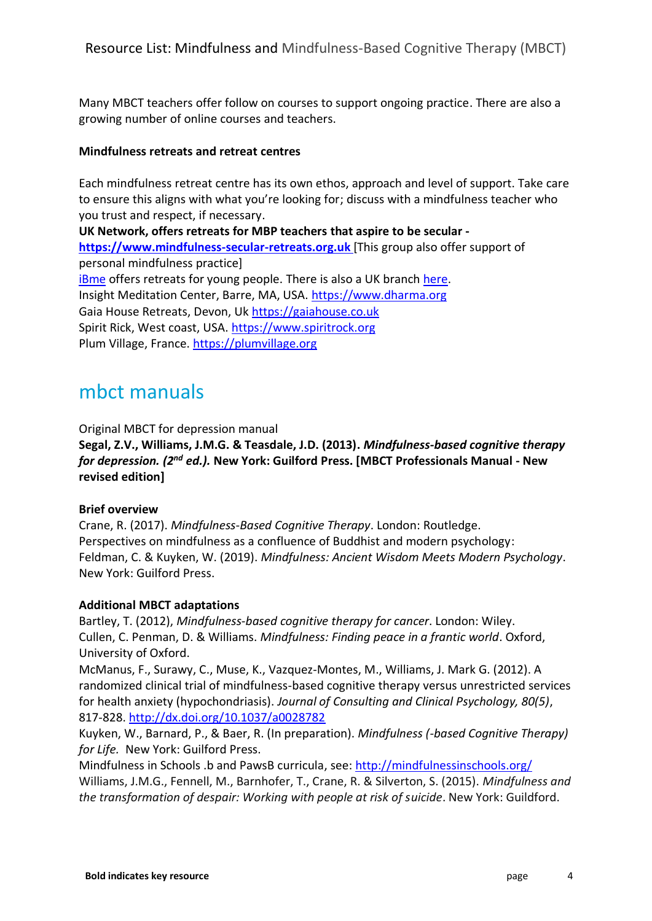Many MBCT teachers offer follow on courses to support ongoing practice. There are also a growing number of online courses and teachers.

**Mindfulness retreats and retreat centres**

Each mindfulness retreat centre has its own ethos, approach and level of support. Take care to ensure this aligns with what you're looking for; discuss with a mindfulness teacher who you trust and respect, if necessary.

**UK Network, offers retreats for MBP teachers that aspire to be secular - https://www.mindfulness-secular-retreats.org.uk** [This group also offer support of personal mindfulness practice]

iBme offers retreats for young people. There is also a UK branch here.

Insight Meditation Center, Barre, MA, USA. https://www.dharma.org

Gaia House Retreats, Devon, Uk https://gaiahouse.co.uk

Spirit Rick, West coast, USA. https://www.spiritrock.org

Plum Village, France. https://plumvillage.org

## mbct manuals

Original MBCT for depression manual

**Segal, Z.V., Williams, J.M.G. & Teasdale, J.D. (2013). *Mindfulness-based cognitive therapy for depression. (2nd ed.).* New York: Guilford Press. [MBCT Professionals Manual - New revised edition]**

**Brief overview**

Crane, R. (2017). *Mindfulness-Based Cognitive Therapy*. London: Routledge.

Perspectives on mindfulness as a confluence of Buddhist and modern psychology: Feldman, C. & Kuyken, W. (2019). *Mindfulness: Ancient Wisdom Meets Modern Psychology*. New York: Guilford Press.

**Additional MBCT adaptations**

Bartley, T. (2012), *Mindfulness-based cognitive therapy for cancer*. London: Wiley.

Cullen, C. Penman, D. & Williams. *Mindfulness: Finding peace in a frantic world*. Oxford, University of Oxford.

McManus, F., Surawy, C., Muse, K., Vazquez-Montes, M., Williams, J. Mark G. (2012). A randomized clinical trial of mindfulness-based cognitive therapy versus unrestricted services for health anxiety (hypochondriasis). *Journal of Consulting and Clinical Psychology, 80(5)*, 817-828. http://dx.doi.org/10.1037/a0028782

Kuyken, W., Barnard, P., & Baer, R. (In preparation). *Mindfulness (-based Cognitive Therapy) for Life.* New York: Guilford Press.

Mindfulness in Schools .b and PawsB curricula, see: http://mindfulnessinschools.org/

Williams, J.M.G., Fennell, M., Barnhofer, T., Crane, R. & Silverton, S. (2015). *Mindfulness and the transformation of despair: Working with people at risk of suicide*. New York: Guildford.

**Bold indicates key resource**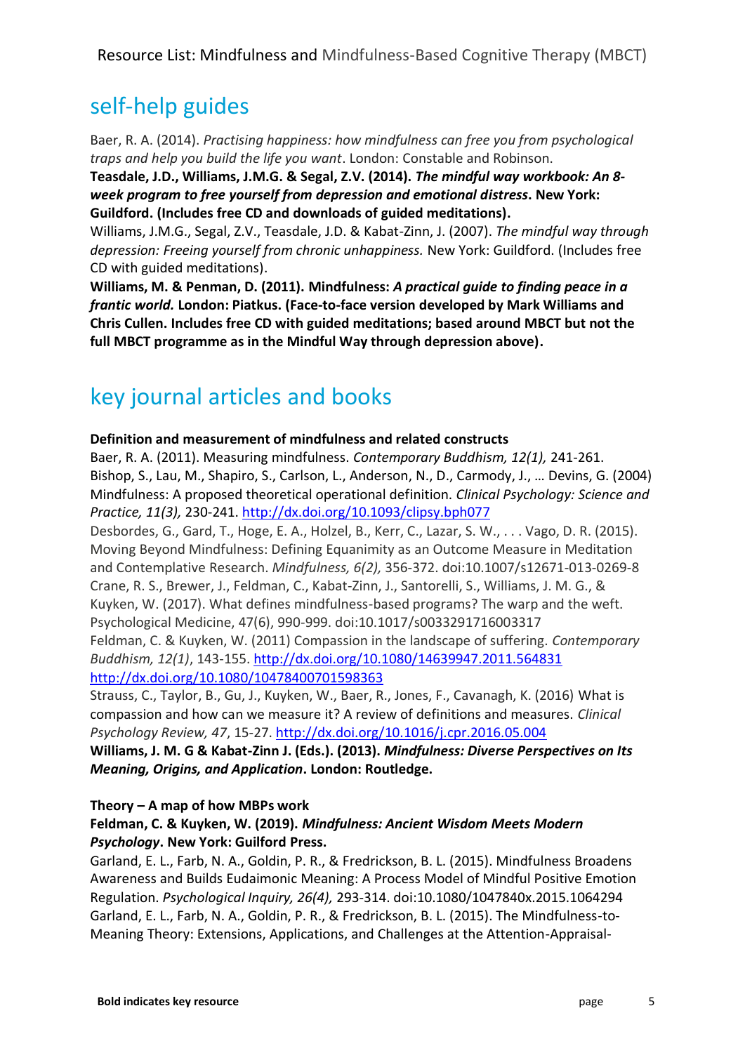## self-help guides

Baer, R. A. (2014). *Practising happiness: how mindfulness can free you from psychological traps and help you build the life you want*. London: Constable and Robinson.

**Teasdale, J.D., Williams, J.M.G. & Segal, Z.V. (2014).** ***The mindful way workbook: An 8-week program to free yourself from depression and emotional distress*****. New York: Guildford. (Includes free CD and downloads of guided meditations).**

Williams, J.M.G., Segal, Z.V., Teasdale, J.D. & Kabat-Zinn, J. (2007). *The mindful way through depression: Freeing yourself from chronic unhappiness.* New York: Guildford. (Includes free CD with guided meditations).

**Williams, M. & Penman, D. (2011). Mindfulness:** ***A practical guide to finding peace in a frantic world.*** **London: Piatkus. (Face-to-face version developed by Mark Williams and Chris Cullen. Includes free CD with guided meditations; based around MBCT but not the full MBCT programme as in the Mindful Way through depression above).**

## key journal articles and books

**Definition and measurement of mindfulness and related constructs**

Baer, R. A. (2011). Measuring mindfulness. *Contemporary Buddhism, 12(1),* 241-261.

Bishop, S., Lau, M., Shapiro, S., Carlson, L., Anderson, N., D., Carmody, J., … Devins, G. (2004) Mindfulness: A proposed theoretical operational definition. *Clinical Psychology: Science and Practice, 11(3),* 230-241. http://dx.doi.org/10.1093/clipsy.bph077

Desbordes, G., Gard, T., Hoge, E. A., Holzel, B., Kerr, C., Lazar, S. W., . . . Vago, D. R. (2015). Moving Beyond Mindfulness: Defining Equanimity as an Outcome Measure in Meditation and Contemplative Research. *Mindfulness, 6(2),* 356-372. doi:10.1007/s12671-013-0269-8

Crane, R. S., Brewer, J., Feldman, C., Kabat-Zinn, J., Santorelli, S., Williams, J. M. G., & Kuyken, W. (2017). What defines mindfulness-based programs? The warp and the weft. Psychological Medicine, 47(6), 990-999. doi:10.1017/s0033291716003317

Feldman, C. & Kuyken, W. (2011) Compassion in the landscape of suffering. *Contemporary Buddhism, 12(1)*, 143-155. http://dx.doi.org/10.1080/14639947.2011.564831 http://dx.doi.org/10.1080/10478400701598363

Strauss, C., Taylor, B., Gu, J., Kuyken, W., Baer, R., Jones, F., Cavanagh, K. (2016) What is compassion and how can we measure it? A review of definitions and measures. *Clinical Psychology Review, 47*, 15-27. http://dx.doi.org/10.1016/j.cpr.2016.05.004

**Williams, J. M. G & Kabat-Zinn J. (Eds.). (2013).** ***Mindfulness: Diverse Perspectives on Its Meaning, Origins, and Application*****. London: Routledge.**

**Theory – A map of how MBPs work**

**Feldman, C. & Kuyken, W. (2019).** ***Mindfulness: Ancient Wisdom Meets Modern Psychology*****. New York: Guilford Press.**

Garland, E. L., Farb, N. A., Goldin, P. R., & Fredrickson, B. L. (2015). Mindfulness Broadens Awareness and Builds Eudaimonic Meaning: A Process Model of Mindful Positive Emotion Regulation. *Psychological Inquiry, 26(4),* 293-314. doi:10.1080/1047840x.2015.1064294

Garland, E. L., Farb, N. A., Goldin, P. R., & Fredrickson, B. L. (2015). The Mindfulness-to-Meaning Theory: Extensions, Applications, and Challenges at the Attention-Appraisal-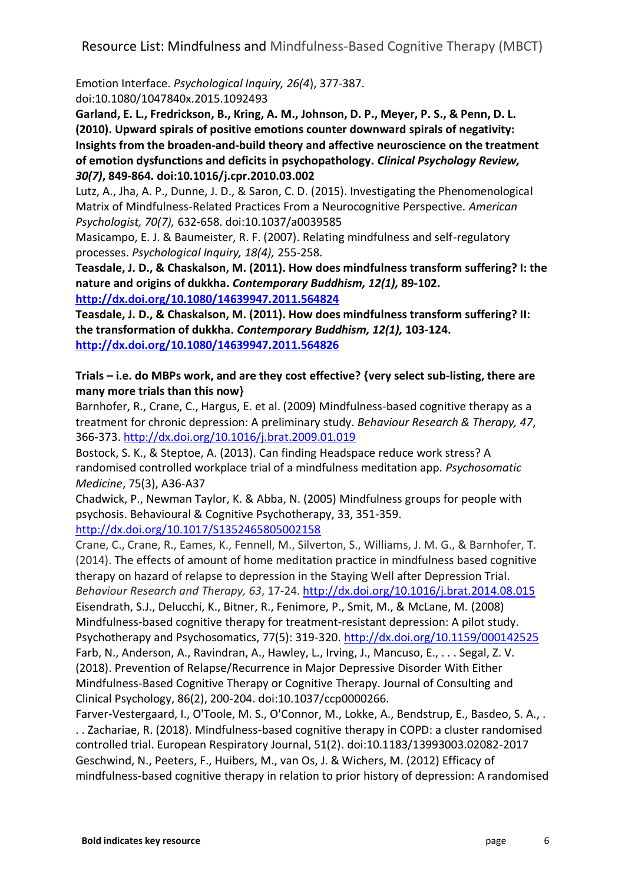Emotion Interface. *Psychological Inquiry, 26(4*), 377-387. doi:10.1080/1047840x.2015.1092493

**Garland, E. L., Fredrickson, B., Kring, A. M., Johnson, D. P., Meyer, P. S., & Penn, D. L. (2010). Upward spirals of positive emotions counter downward spirals of negativity: Insights from the broaden-and-build theory and affective neuroscience on the treatment of emotion dysfunctions and deficits in psychopathology. *Clinical Psychology Review, 30(7)*, 849-864. doi:10.1016/j.cpr.2010.03.002**

Lutz, A., Jha, A. P., Dunne, J. D., & Saron, C. D. (2015). Investigating the Phenomenological Matrix of Mindfulness-Related Practices From a Neurocognitive Perspective. *American Psychologist, 70(7),* 632-658. doi:10.1037/a0039585

Masicampo, E. J. & Baumeister, R. F. (2007). Relating mindfulness and self-regulatory processes. *Psychological Inquiry, 18(4),* 255-258.

**Teasdale, J. D., & Chaskalson, M. (2011). How does mindfulness transform suffering? I: the nature and origins of dukkha. *Contemporary Buddhism, 12(1),* 89-102. http://dx.doi.org/10.1080/14639947.2011.564824**

**Teasdale, J. D., & Chaskalson, M. (2011). How does mindfulness transform suffering? II: the transformation of dukkha. *Contemporary Buddhism, 12(1),* 103-124. http://dx.doi.org/10.1080/14639947.2011.564826**

**Trials – i.e. do MBPs work, and are they cost effective? {very select sub-listing, there are many more trials than this now}**

Barnhofer, R., Crane, C., Hargus, E. et al. (2009) Mindfulness-based cognitive therapy as a treatment for chronic depression: A preliminary study. *Behaviour Research & Therapy, 47*, 366-373. http://dx.doi.org/10.1016/j.brat.2009.01.019

Bostock, S. K., & Steptoe, A. (2013). Can finding Headspace reduce work stress? A randomised controlled workplace trial of a mindfulness meditation app. *Psychosomatic Medicine*, 75(3), A36-A37

Chadwick, P., Newman Taylor, K. & Abba, N. (2005) Mindfulness groups for people with psychosis. Behavioural & Cognitive Psychotherapy, 33, 351-359. http://dx.doi.org/10.1017/S1352465805002158

Crane, C., Crane, R., Eames, K., Fennell, M., Silverton, S., Williams, J. M. G., & Barnhofer, T. (2014). The effects of amount of home meditation practice in mindfulness based cognitive therapy on hazard of relapse to depression in the Staying Well after Depression Trial. *Behaviour Research and Therapy, 63*, 17-24. http://dx.doi.org/10.1016/j.brat.2014.08.015

Eisendrath, S.J., Delucchi, K., Bitner, R., Fenimore, P., Smit, M., & McLane, M. (2008) Mindfulness-based cognitive therapy for treatment-resistant depression: A pilot study. Psychotherapy and Psychosomatics, 77(5): 319-320. http://dx.doi.org/10.1159/000142525

Farb, N., Anderson, A., Ravindran, A., Hawley, L., Irving, J., Mancuso, E., . . . Segal, Z. V. (2018). Prevention of Relapse/Recurrence in Major Depressive Disorder With Either Mindfulness-Based Cognitive Therapy or Cognitive Therapy. Journal of Consulting and Clinical Psychology, 86(2), 200-204. doi:10.1037/ccp0000266.

Farver-Vestergaard, I., O'Toole, M. S., O'Connor, M., Lokke, A., Bendstrup, E., Basdeo, S. A., . . . Zachariae, R. (2018). Mindfulness-based cognitive therapy in COPD: a cluster randomised controlled trial. European Respiratory Journal, 51(2). doi:10.1183/13993003.02082-2017

Geschwind, N., Peeters, F., Huibers, M., van Os, J. & Wichers, M. (2012) Efficacy of mindfulness-based cognitive therapy in relation to prior history of depression: A randomised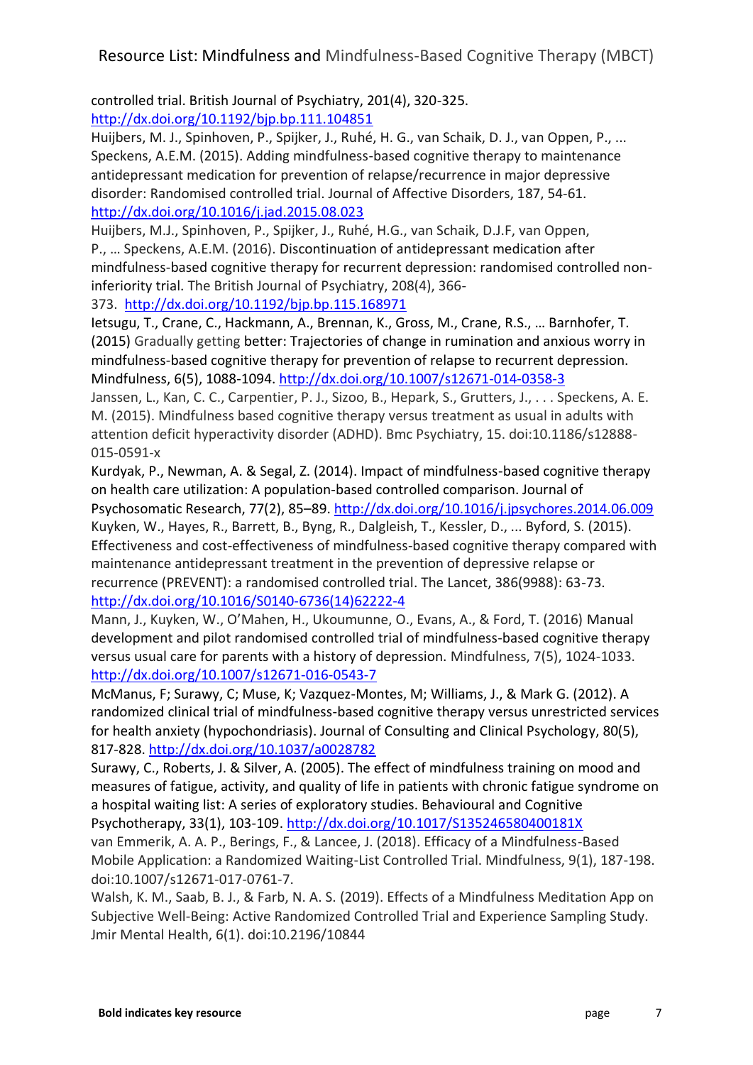controlled trial. British Journal of Psychiatry, 201(4), 320-325. http://dx.doi.org/10.1192/bjp.bp.111.104851

Huijbers, M. J., Spinhoven, P., Spijker, J., Ruhé, H. G., van Schaik, D. J., van Oppen, P., ... Speckens, A.E.M. (2015). Adding mindfulness-based cognitive therapy to maintenance antidepressant medication for prevention of relapse/recurrence in major depressive disorder: Randomised controlled trial. Journal of Affective Disorders, 187, 54-61. http://dx.doi.org/10.1016/j.jad.2015.08.023

Huijbers, M.J., Spinhoven, P., Spijker, J., Ruhé, H.G., van Schaik, D.J.F, van Oppen, P., … Speckens, A.E.M. (2016). Discontinuation of antidepressant medication after mindfulness-based cognitive therapy for recurrent depression: randomised controlled non-inferiority trial. The British Journal of Psychiatry, 208(4), 366-373. http://dx.doi.org/10.1192/bjp.bp.115.168971

Ietsugu, T., Crane, C., Hackmann, A., Brennan, K., Gross, M., Crane, R.S., … Barnhofer, T. (2015) Gradually getting better: Trajectories of change in rumination and anxious worry in mindfulness-based cognitive therapy for prevention of relapse to recurrent depression. Mindfulness, 6(5), 1088-1094. http://dx.doi.org/10.1007/s12671-014-0358-3

Janssen, L., Kan, C. C., Carpentier, P. J., Sizoo, B., Hepark, S., Grutters, J., . . . Speckens, A. E. M. (2015). Mindfulness based cognitive therapy versus treatment as usual in adults with attention deficit hyperactivity disorder (ADHD). Bmc Psychiatry, 15. doi:10.1186/s12888-015-0591-x

Kurdyak, P., Newman, A. & Segal, Z. (2014). Impact of mindfulness-based cognitive therapy on health care utilization: A population-based controlled comparison. Journal of Psychosomatic Research, 77(2), 85–89. http://dx.doi.org/10.1016/j.jpsychores.2014.06.009

Kuyken, W., Hayes, R., Barrett, B., Byng, R., Dalgleish, T., Kessler, D., ... Byford, S. (2015). Effectiveness and cost-effectiveness of mindfulness-based cognitive therapy compared with maintenance antidepressant treatment in the prevention of depressive relapse or recurrence (PREVENT): a randomised controlled trial. The Lancet, 386(9988): 63-73. http://dx.doi.org/10.1016/S0140-6736(14)62222-4

Mann, J., Kuyken, W., O'Mahen, H., Ukoumunne, O., Evans, A., & Ford, T. (2016) Manual development and pilot randomised controlled trial of mindfulness-based cognitive therapy versus usual care for parents with a history of depression. Mindfulness, 7(5), 1024-1033. http://dx.doi.org/10.1007/s12671-016-0543-7

McManus, F; Surawy, C; Muse, K; Vazquez-Montes, M; Williams, J., & Mark G. (2012). A randomized clinical trial of mindfulness-based cognitive therapy versus unrestricted services for health anxiety (hypochondriasis). Journal of Consulting and Clinical Psychology, 80(5), 817-828. http://dx.doi.org/10.1037/a0028782

Surawy, C., Roberts, J. & Silver, A. (2005). The effect of mindfulness training on mood and measures of fatigue, activity, and quality of life in patients with chronic fatigue syndrome on a hospital waiting list: A series of exploratory studies. Behavioural and Cognitive Psychotherapy, 33(1), 103-109. http://dx.doi.org/10.1017/S135246580400181X

van Emmerik, A. A. P., Berings, F., & Lancee, J. (2018). Efficacy of a Mindfulness-Based Mobile Application: a Randomized Waiting-List Controlled Trial. Mindfulness, 9(1), 187-198. doi:10.1007/s12671-017-0761-7.

Walsh, K. M., Saab, B. J., & Farb, N. A. S. (2019). Effects of a Mindfulness Meditation App on Subjective Well-Being: Active Randomized Controlled Trial and Experience Sampling Study. Jmir Mental Health, 6(1). doi:10.2196/10844

**Bold indicates key resource**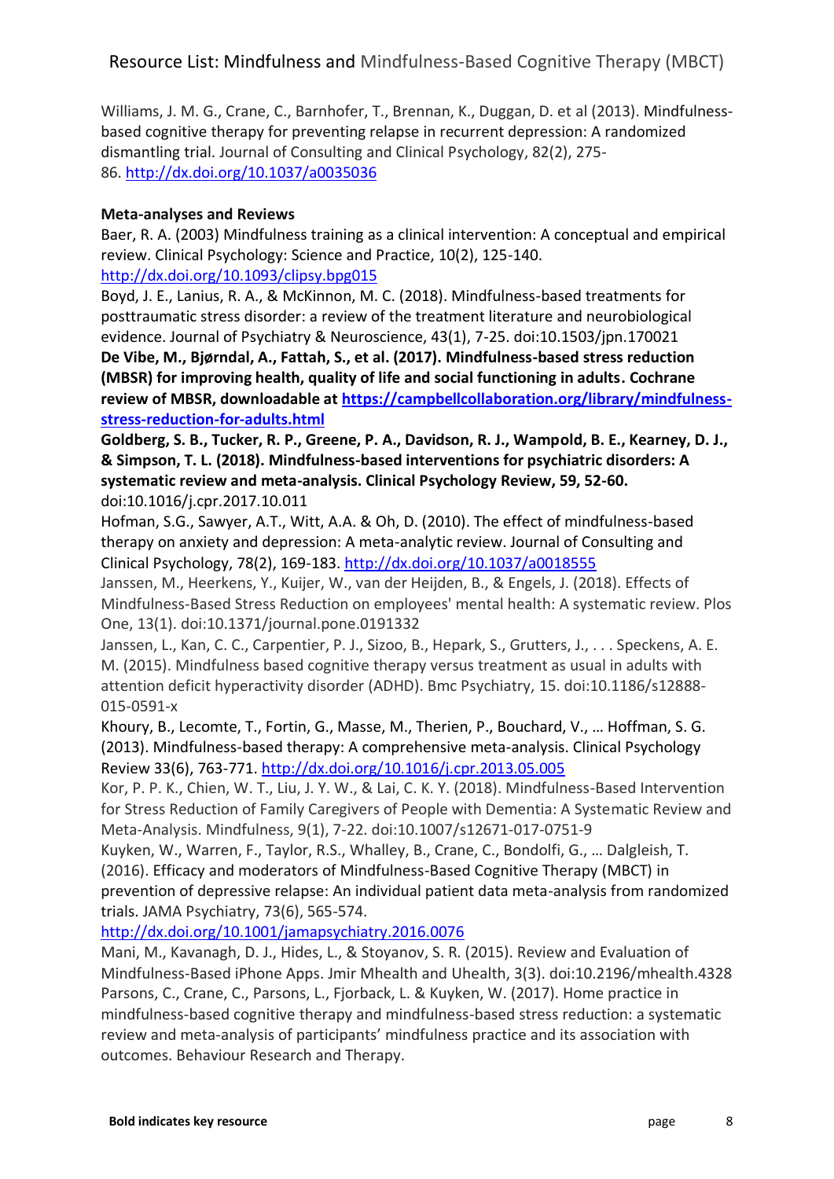Williams, J. M. G., Crane, C., Barnhofer, T., Brennan, K., Duggan, D. et al (2013). Mindfulness-based cognitive therapy for preventing relapse in recurrent depression: A randomized dismantling trial. Journal of Consulting and Clinical Psychology, 82(2), 275-86. http://dx.doi.org/10.1037/a0035036

**Meta-analyses and Reviews**

Baer, R. A. (2003) Mindfulness training as a clinical intervention: A conceptual and empirical review. Clinical Psychology: Science and Practice, 10(2), 125-140. http://dx.doi.org/10.1093/clipsy.bpg015

Boyd, J. E., Lanius, R. A., & McKinnon, M. C. (2018). Mindfulness-based treatments for posttraumatic stress disorder: a review of the treatment literature and neurobiological evidence. Journal of Psychiatry & Neuroscience, 43(1), 7-25. doi:10.1503/jpn.170021

**De Vibe, M., Bjørndal, A., Fattah, S., et al. (2017). Mindfulness-based stress reduction (MBSR) for improving health, quality of life and social functioning in adults. Cochrane review of MBSR, downloadable at https://campbellcollaboration.org/library/mindfulness-stress-reduction-for-adults.html**

**Goldberg, S. B., Tucker, R. P., Greene, P. A., Davidson, R. J., Wampold, B. E., Kearney, D. J., & Simpson, T. L. (2018). Mindfulness-based interventions for psychiatric disorders: A systematic review and meta-analysis. Clinical Psychology Review, 59, 52-60.** doi:10.1016/j.cpr.2017.10.011

Hofman, S.G., Sawyer, A.T., Witt, A.A. & Oh, D. (2010). The effect of mindfulness-based therapy on anxiety and depression: A meta-analytic review. Journal of Consulting and Clinical Psychology, 78(2), 169-183. http://dx.doi.org/10.1037/a0018555

Janssen, M., Heerkens, Y., Kuijer, W., van der Heijden, B., & Engels, J. (2018). Effects of Mindfulness-Based Stress Reduction on employees' mental health: A systematic review. Plos One, 13(1). doi:10.1371/journal.pone.0191332

Janssen, L., Kan, C. C., Carpentier, P. J., Sizoo, B., Hepark, S., Grutters, J., . . . Speckens, A. E. M. (2015). Mindfulness based cognitive therapy versus treatment as usual in adults with attention deficit hyperactivity disorder (ADHD). Bmc Psychiatry, 15. doi:10.1186/s12888-015-0591-x

Khoury, B., Lecomte, T., Fortin, G., Masse, M., Therien, P., Bouchard, V., … Hoffman, S. G. (2013). Mindfulness-based therapy: A comprehensive meta-analysis. Clinical Psychology Review 33(6), 763-771. http://dx.doi.org/10.1016/j.cpr.2013.05.005

Kor, P. P. K., Chien, W. T., Liu, J. Y. W., & Lai, C. K. Y. (2018). Mindfulness-Based Intervention for Stress Reduction of Family Caregivers of People with Dementia: A Systematic Review and Meta-Analysis. Mindfulness, 9(1), 7-22. doi:10.1007/s12671-017-0751-9

Kuyken, W., Warren, F., Taylor, R.S., Whalley, B., Crane, C., Bondolfi, G., … Dalgleish, T. (2016). Efficacy and moderators of Mindfulness-Based Cognitive Therapy (MBCT) in prevention of depressive relapse: An individual patient data meta-analysis from randomized trials. JAMA Psychiatry, 73(6), 565-574. http://dx.doi.org/10.1001/jamapsychiatry.2016.0076

Mani, M., Kavanagh, D. J., Hides, L., & Stoyanov, S. R. (2015). Review and Evaluation of Mindfulness-Based iPhone Apps. Jmir Mhealth and Uhealth, 3(3). doi:10.2196/mhealth.4328

Parsons, C., Crane, C., Parsons, L., Fjorback, L. & Kuyken, W. (2017). Home practice in mindfulness-based cognitive therapy and mindfulness-based stress reduction: a systematic review and meta-analysis of participants' mindfulness practice and its association with outcomes. Behaviour Research and Therapy.

**Bold indicates key resource**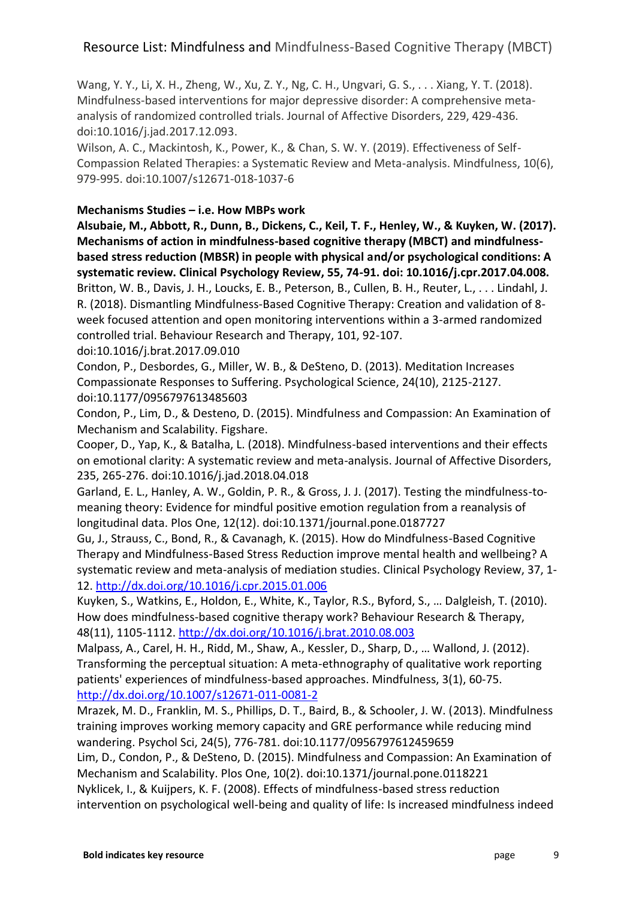Wang, Y. Y., Li, X. H., Zheng, W., Xu, Z. Y., Ng, C. H., Ungvari, G. S., . . . Xiang, Y. T. (2018). Mindfulness-based interventions for major depressive disorder: A comprehensive meta-analysis of randomized controlled trials. Journal of Affective Disorders, 229, 429-436. doi:10.1016/j.jad.2017.12.093.

Wilson, A. C., Mackintosh, K., Power, K., & Chan, S. W. Y. (2019). Effectiveness of Self-Compassion Related Therapies: a Systematic Review and Meta-analysis. Mindfulness, 10(6), 979-995. doi:10.1007/s12671-018-1037-6

**Mechanisms Studies – i.e. How MBPs work**

**Alsubaie, M., Abbott, R., Dunn, B., Dickens, C., Keil, T. F., Henley, W., & Kuyken, W. (2017). Mechanisms of action in mindfulness-based cognitive therapy (MBCT) and mindfulness-based stress reduction (MBSR) in people with physical and/or psychological conditions: A systematic review. Clinical Psychology Review, 55, 74-91. doi: 10.1016/j.cpr.2017.04.008.**

Britton, W. B., Davis, J. H., Loucks, E. B., Peterson, B., Cullen, B. H., Reuter, L., . . . Lindahl, J. R. (2018). Dismantling Mindfulness-Based Cognitive Therapy: Creation and validation of 8-week focused attention and open monitoring interventions within a 3-armed randomized controlled trial. Behaviour Research and Therapy, 101, 92-107. doi:10.1016/j.brat.2017.09.010

Condon, P., Desbordes, G., Miller, W. B., & DeSteno, D. (2013). Meditation Increases Compassionate Responses to Suffering. Psychological Science, 24(10), 2125-2127. doi:10.1177/0956797613485603

Condon, P., Lim, D., & Desteno, D. (2015). Mindfulness and Compassion: An Examination of Mechanism and Scalability. Figshare.

Cooper, D., Yap, K., & Batalha, L. (2018). Mindfulness-based interventions and their effects on emotional clarity: A systematic review and meta-analysis. Journal of Affective Disorders, 235, 265-276. doi:10.1016/j.jad.2018.04.018

Garland, E. L., Hanley, A. W., Goldin, P. R., & Gross, J. J. (2017). Testing the mindfulness-to-meaning theory: Evidence for mindful positive emotion regulation from a reanalysis of longitudinal data. Plos One, 12(12). doi:10.1371/journal.pone.0187727

Gu, J., Strauss, C., Bond, R., & Cavanagh, K. (2015). How do Mindfulness-Based Cognitive Therapy and Mindfulness-Based Stress Reduction improve mental health and wellbeing? A systematic review and meta-analysis of mediation studies. Clinical Psychology Review, 37, 1-12. http://dx.doi.org/10.1016/j.cpr.2015.01.006

Kuyken, S., Watkins, E., Holdon, E., White, K., Taylor, R.S., Byford, S., … Dalgleish, T. (2010). How does mindfulness-based cognitive therapy work? Behaviour Research & Therapy, 48(11), 1105-1112. http://dx.doi.org/10.1016/j.brat.2010.08.003

Malpass, A., Carel, H. H., Ridd, M., Shaw, A., Kessler, D., Sharp, D., … Wallond, J. (2012). Transforming the perceptual situation: A meta-ethnography of qualitative work reporting patients' experiences of mindfulness-based approaches. Mindfulness, 3(1), 60-75. http://dx.doi.org/10.1007/s12671-011-0081-2

Mrazek, M. D., Franklin, M. S., Phillips, D. T., Baird, B., & Schooler, J. W. (2013). Mindfulness training improves working memory capacity and GRE performance while reducing mind wandering. Psychol Sci, 24(5), 776-781. doi:10.1177/0956797612459659

Lim, D., Condon, P., & DeSteno, D. (2015). Mindfulness and Compassion: An Examination of Mechanism and Scalability. Plos One, 10(2). doi:10.1371/journal.pone.0118221

Nyklicek, I., & Kuijpers, K. F. (2008). Effects of mindfulness-based stress reduction intervention on psychological well-being and quality of life: Is increased mindfulness indeed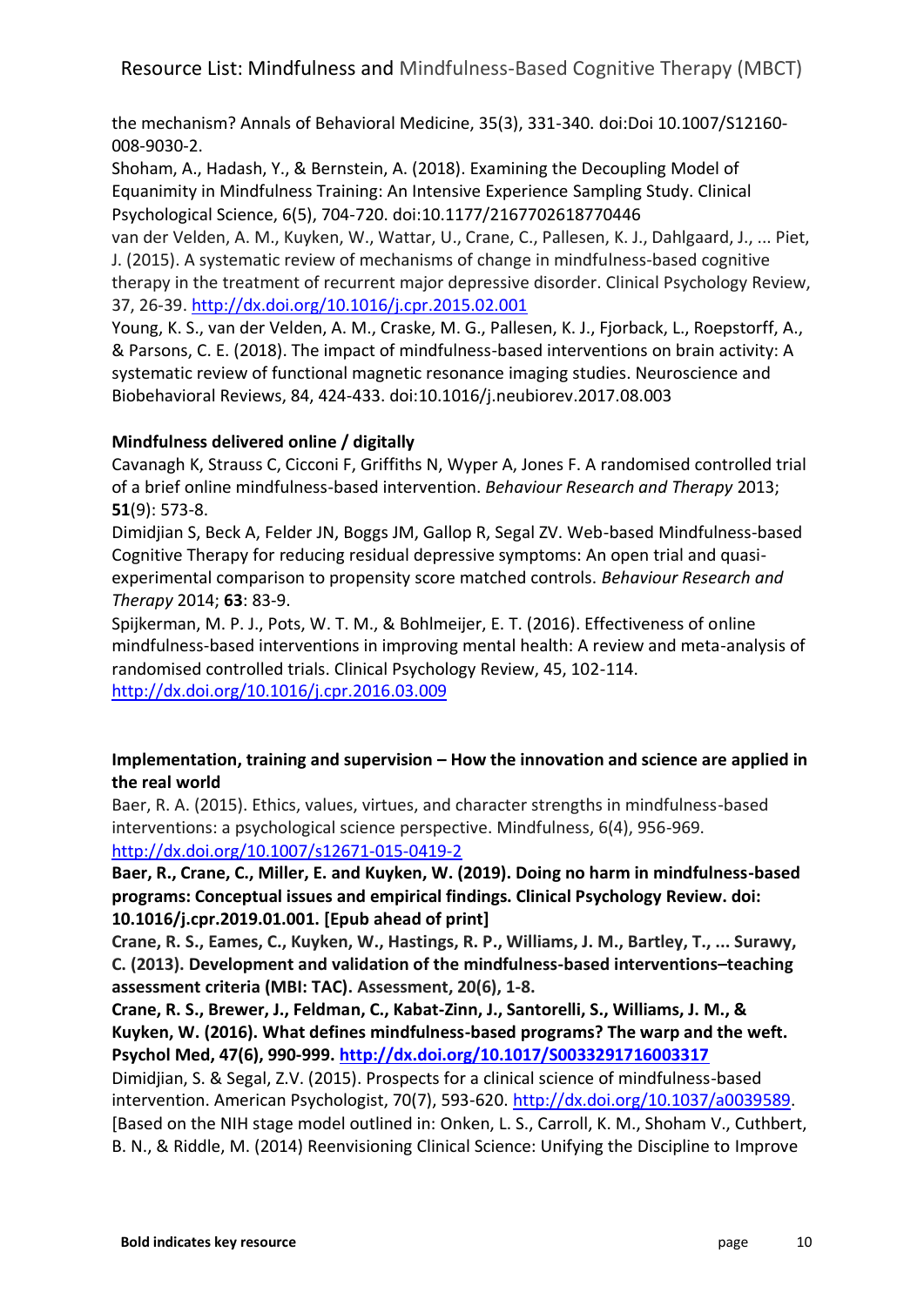the mechanism? Annals of Behavioral Medicine, 35(3), 331-340. doi:Doi 10.1007/S12160-008-9030-2.

Shoham, A., Hadash, Y., & Bernstein, A. (2018). Examining the Decoupling Model of Equanimity in Mindfulness Training: An Intensive Experience Sampling Study. Clinical Psychological Science, 6(5), 704-720. doi:10.1177/2167702618770446

van der Velden, A. M., Kuyken, W., Wattar, U., Crane, C., Pallesen, K. J., Dahlgaard, J., ... Piet, J. (2015). A systematic review of mechanisms of change in mindfulness-based cognitive therapy in the treatment of recurrent major depressive disorder. Clinical Psychology Review, 37, 26-39. http://dx.doi.org/10.1016/j.cpr.2015.02.001

Young, K. S., van der Velden, A. M., Craske, M. G., Pallesen, K. J., Fjorback, L., Roepstorff, A., & Parsons, C. E. (2018). The impact of mindfulness-based interventions on brain activity: A systematic review of functional magnetic resonance imaging studies. Neuroscience and Biobehavioral Reviews, 84, 424-433. doi:10.1016/j.neubiorev.2017.08.003

**Mindfulness delivered online / digitally**

Cavanagh K, Strauss C, Cicconi F, Griffiths N, Wyper A, Jones F. A randomised controlled trial of a brief online mindfulness-based intervention. *Behaviour Research and Therapy* 2013; **51**(9): 573-8.

Dimidjian S, Beck A, Felder JN, Boggs JM, Gallop R, Segal ZV. Web-based Mindfulness-based Cognitive Therapy for reducing residual depressive symptoms: An open trial and quasi-experimental comparison to propensity score matched controls. *Behaviour Research and Therapy* 2014; **63**: 83-9.

Spijkerman, M. P. J., Pots, W. T. M., & Bohlmeijer, E. T. (2016). Effectiveness of online mindfulness-based interventions in improving mental health: A review and meta-analysis of randomised controlled trials. Clinical Psychology Review, 45, 102-114. http://dx.doi.org/10.1016/j.cpr.2016.03.009

**Implementation, training and supervision – How the innovation and science are applied in the real world**

Baer, R. A. (2015). Ethics, values, virtues, and character strengths in mindfulness-based interventions: a psychological science perspective. Mindfulness, 6(4), 956-969. http://dx.doi.org/10.1007/s12671-015-0419-2

**Baer, R., Crane, C., Miller, E. and Kuyken, W. (2019). Doing no harm in mindfulness-based programs: Conceptual issues and empirical findings. Clinical Psychology Review. doi: 10.1016/j.cpr.2019.01.001. [Epub ahead of print]**

**Crane, R. S., Eames, C., Kuyken, W., Hastings, R. P., Williams, J. M., Bartley, T., ... Surawy, C. (2013). Development and validation of the mindfulness-based interventions–teaching assessment criteria (MBI: TAC). Assessment, 20(6), 1-8.**

**Crane, R. S., Brewer, J., Feldman, C., Kabat-Zinn, J., Santorelli, S., Williams, J. M., & Kuyken, W. (2016). What defines mindfulness-based programs? The warp and the weft. Psychol Med, 47(6), 990-999. http://dx.doi.org/10.1017/S0033291716003317**

Dimidjian, S. & Segal, Z.V. (2015). Prospects for a clinical science of mindfulness-based intervention. American Psychologist, 70(7), 593-620. http://dx.doi.org/10.1037/a0039589. [Based on the NIH stage model outlined in: Onken, L. S., Carroll, K. M., Shoham V., Cuthbert, B. N., & Riddle, M. (2014) Reenvisioning Clinical Science: Unifying the Discipline to Improve

Bold indicates key resource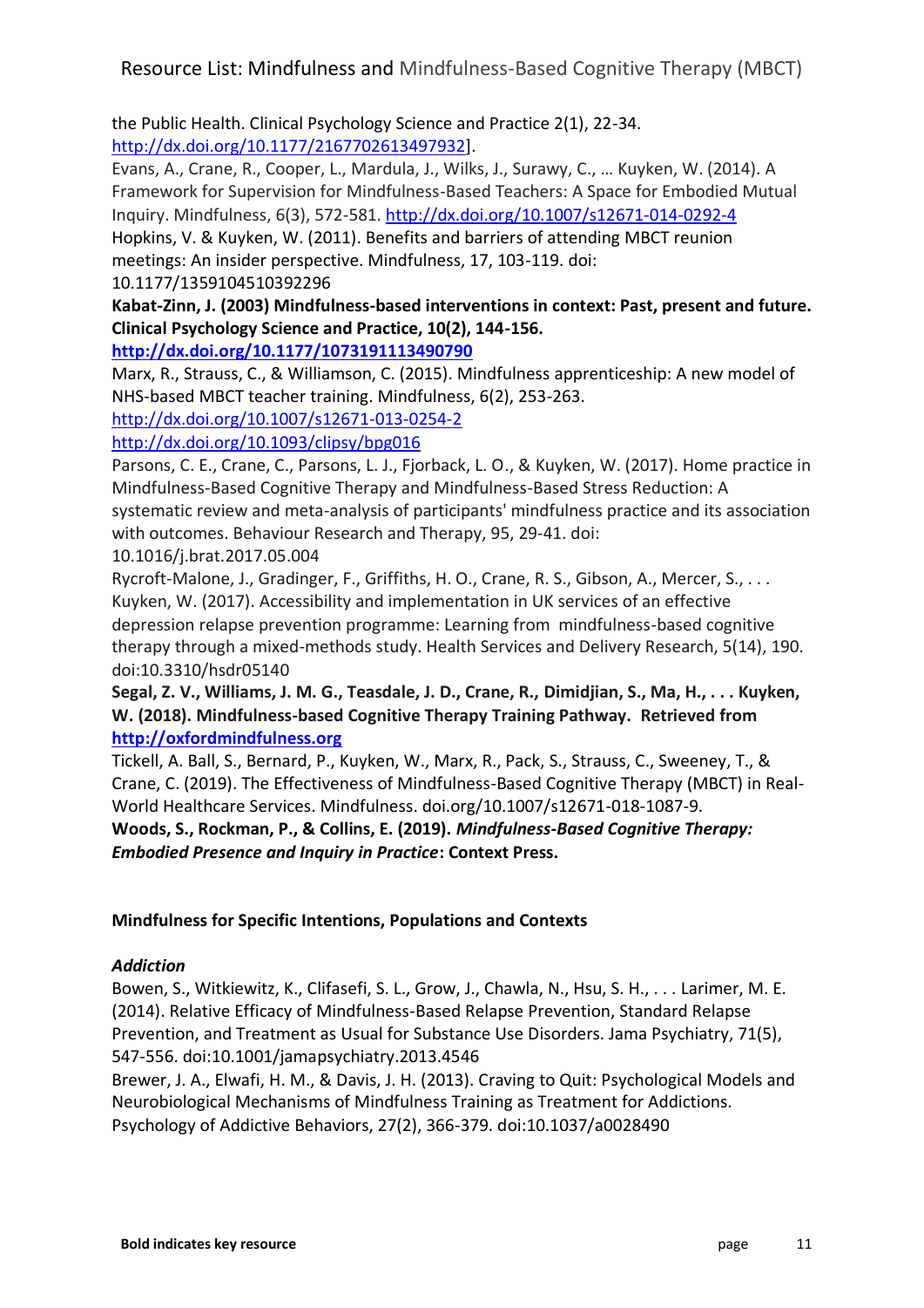the Public Health. Clinical Psychology Science and Practice 2(1), 22-34. [http://dx.doi.org/10.1177/2167702613497932](http://dx.doi.org/10.1177/2167702613497932)].

Evans, A., Crane, R., Cooper, L., Mardula, J., Wilks, J., Surawy, C., … Kuyken, W. (2014). A Framework for Supervision for Mindfulness-Based Teachers: A Space for Embodied Mutual Inquiry. Mindfulness, 6(3), 572-581. [http://dx.doi.org/10.1007/s12671-014-0292-4](http://dx.doi.org/10.1007/s12671-014-0292-4)

Hopkins, V. & Kuyken, W. (2011). Benefits and barriers of attending MBCT reunion meetings: An insider perspective. Mindfulness, 17, 103-119. doi: 10.1177/1359104510392296

**Kabat-Zinn, J. (2003) Mindfulness-based interventions in context: Past, present and future. Clinical Psychology Science and Practice, 10(2), 144-156. [http://dx.doi.org/10.1177/1073191113490790](http://dx.doi.org/10.1177/1073191113490790)**

Marx, R., Strauss, C., & Williamson, C. (2015). Mindfulness apprenticeship: A new model of NHS-based MBCT teacher training. Mindfulness, 6(2), 253-263. [http://dx.doi.org/10.1007/s12671-013-0254-2](http://dx.doi.org/10.1007/s12671-013-0254-2) [http://dx.doi.org/10.1093/clipsy/bpg016](http://dx.doi.org/10.1093/clipsy/bpg016)

Parsons, C. E., Crane, C., Parsons, L. J., Fjorback, L. O., & Kuyken, W. (2017). Home practice in Mindfulness-Based Cognitive Therapy and Mindfulness-Based Stress Reduction: A systematic review and meta-analysis of participants' mindfulness practice and its association with outcomes. Behaviour Research and Therapy, 95, 29-41. doi: 10.1016/j.brat.2017.05.004

Rycroft-Malone, J., Gradinger, F., Griffiths, H. O., Crane, R. S., Gibson, A., Mercer, S., . . . Kuyken, W. (2017). Accessibility and implementation in UK services of an effective depression relapse prevention programme: Learning from mindfulness-based cognitive therapy through a mixed-methods study. Health Services and Delivery Research, 5(14), 190. doi:10.3310/hsdr05140

**Segal, Z. V., Williams, J. M. G., Teasdale, J. D., Crane, R., Dimidjian, S., Ma, H., . . . Kuyken, W. (2018). Mindfulness-based Cognitive Therapy Training Pathway. Retrieved from [http://oxfordmindfulness.org](http://oxfordmindfulness.org)**

Tickell, A. Ball, S., Bernard, P., Kuyken, W., Marx, R., Pack, S., Strauss, C., Sweeney, T., & Crane, C. (2019). The Effectiveness of Mindfulness-Based Cognitive Therapy (MBCT) in Real-World Healthcare Services. Mindfulness. doi.org/10.1007/s12671-018-1087-9.

**Woods, S., Rockman, P., & Collins, E. (2019). *Mindfulness-Based Cognitive Therapy: Embodied Presence and Inquiry in Practice*: Context Press.**

## Mindfulness for Specific Intentions, Populations and Contexts

### *Addiction*

Bowen, S., Witkiewitz, K., Clifasefi, S. L., Grow, J., Chawla, N., Hsu, S. H., . . . Larimer, M. E. (2014). Relative Efficacy of Mindfulness-Based Relapse Prevention, Standard Relapse Prevention, and Treatment as Usual for Substance Use Disorders. Jama Psychiatry, 71(5), 547-556. doi:10.1001/jamapsychiatry.2013.4546

Brewer, J. A., Elwafi, H. M., & Davis, J. H. (2013). Craving to Quit: Psychological Models and Neurobiological Mechanisms of Mindfulness Training as Treatment for Addictions. Psychology of Addictive Behaviors, 27(2), 366-379. doi:10.1037/a0028490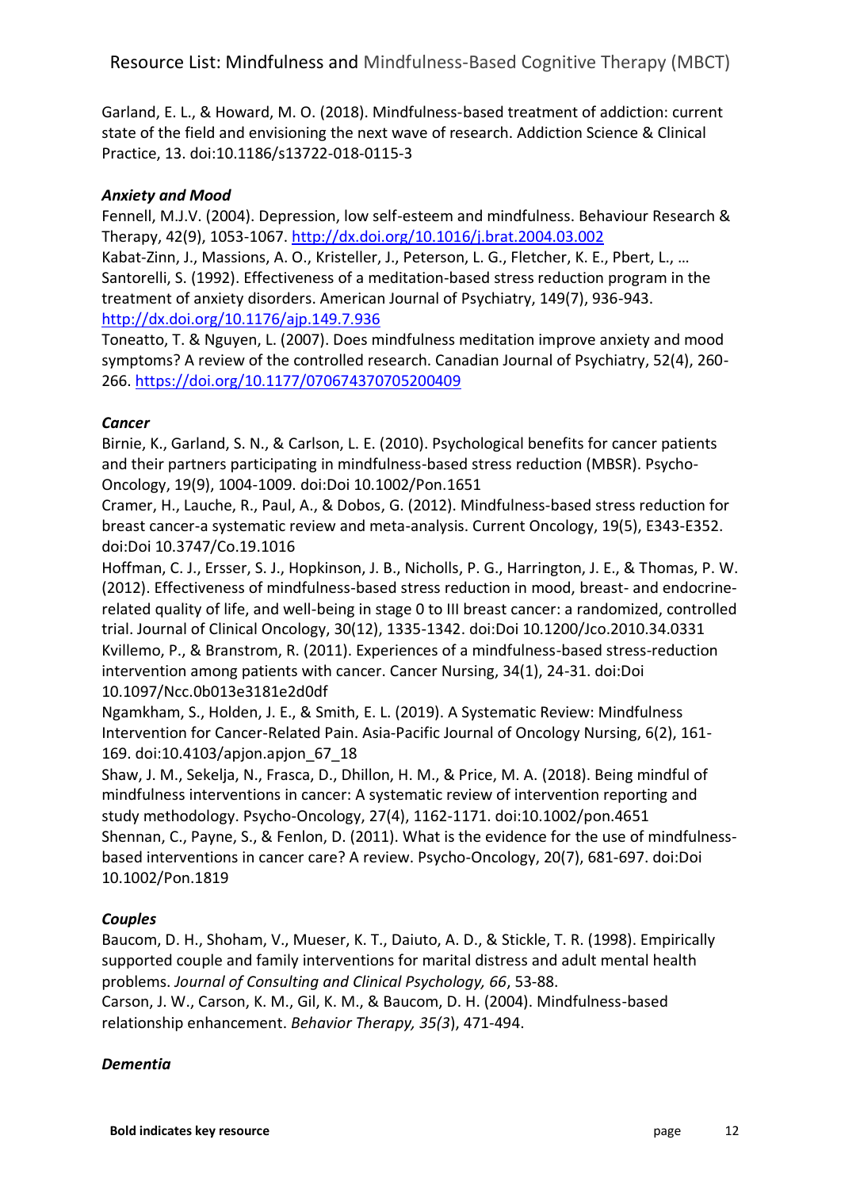Garland, E. L., & Howard, M. O. (2018). Mindfulness-based treatment of addiction: current state of the field and envisioning the next wave of research. Addiction Science & Clinical Practice, 13. doi:10.1186/s13722-018-0115-3

***Anxiety and Mood***

Fennell, M.J.V. (2004). Depression, low self-esteem and mindfulness. Behaviour Research & Therapy, 42(9), 1053-1067. http://dx.doi.org/10.1016/j.brat.2004.03.002

Kabat-Zinn, J., Massions, A. O., Kristeller, J., Peterson, L. G., Fletcher, K. E., Pbert, L., … Santorelli, S. (1992). Effectiveness of a meditation-based stress reduction program in the treatment of anxiety disorders. American Journal of Psychiatry, 149(7), 936-943. http://dx.doi.org/10.1176/ajp.149.7.936

Toneatto, T. & Nguyen, L. (2007). Does mindfulness meditation improve anxiety and mood symptoms? A review of the controlled research. Canadian Journal of Psychiatry, 52(4), 260-266. https://doi.org/10.1177/070674370705200409

***Cancer***

Birnie, K., Garland, S. N., & Carlson, L. E. (2010). Psychological benefits for cancer patients and their partners participating in mindfulness-based stress reduction (MBSR). Psycho-Oncology, 19(9), 1004-1009. doi:Doi 10.1002/Pon.1651

Cramer, H., Lauche, R., Paul, A., & Dobos, G. (2012). Mindfulness-based stress reduction for breast cancer-a systematic review and meta-analysis. Current Oncology, 19(5), E343-E352. doi:Doi 10.3747/Co.19.1016

Hoffman, C. J., Ersser, S. J., Hopkinson, J. B., Nicholls, P. G., Harrington, J. E., & Thomas, P. W. (2012). Effectiveness of mindfulness-based stress reduction in mood, breast- and endocrine-related quality of life, and well-being in stage 0 to III breast cancer: a randomized, controlled trial. Journal of Clinical Oncology, 30(12), 1335-1342. doi:Doi 10.1200/Jco.2010.34.0331

Kvillemo, P., & Branstrom, R. (2011). Experiences of a mindfulness-based stress-reduction intervention among patients with cancer. Cancer Nursing, 34(1), 24-31. doi:Doi 10.1097/Ncc.0b013e3181e2d0df

Ngamkham, S., Holden, J. E., & Smith, E. L. (2019). A Systematic Review: Mindfulness Intervention for Cancer-Related Pain. Asia-Pacific Journal of Oncology Nursing, 6(2), 161-169. doi:10.4103/apjon.apjon_67_18

Shaw, J. M., Sekelja, N., Frasca, D., Dhillon, H. M., & Price, M. A. (2018). Being mindful of mindfulness interventions in cancer: A systematic review of intervention reporting and study methodology. Psycho-Oncology, 27(4), 1162-1171. doi:10.1002/pon.4651

Shennan, C., Payne, S., & Fenlon, D. (2011). What is the evidence for the use of mindfulness-based interventions in cancer care? A review. Psycho-Oncology, 20(7), 681-697. doi:Doi 10.1002/Pon.1819

***Couples***

Baucom, D. H., Shoham, V., Mueser, K. T., Daiuto, A. D., & Stickle, T. R. (1998). Empirically supported couple and family interventions for marital distress and adult mental health problems. *Journal of Consulting and Clinical Psychology, 66*, 53-88.

Carson, J. W., Carson, K. M., Gil, K. M., & Baucom, D. H. (2004). Mindfulness-based relationship enhancement. *Behavior Therapy, 35(3*), 471-494.

***Dementia***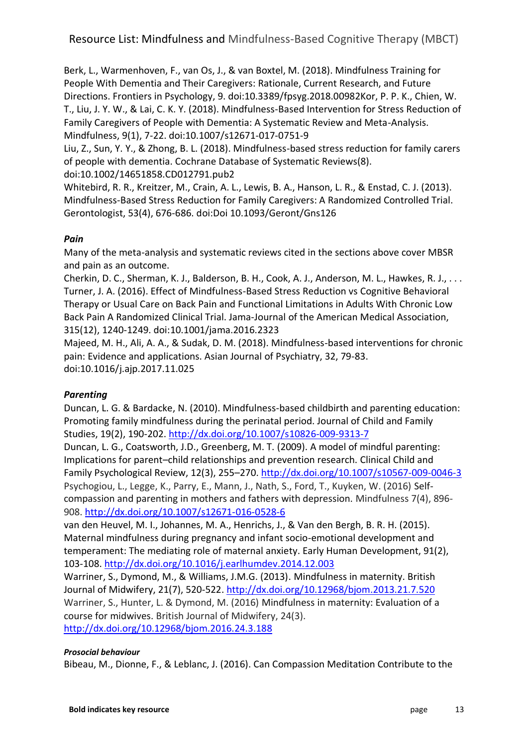Berk, L., Warmenhoven, F., van Os, J., & van Boxtel, M. (2018). Mindfulness Training for People With Dementia and Their Caregivers: Rationale, Current Research, and Future Directions. Frontiers in Psychology, 9. doi:10.3389/fpsyg.2018.00982Kor, P. P. K., Chien, W. T., Liu, J. Y. W., & Lai, C. K. Y. (2018). Mindfulness-Based Intervention for Stress Reduction of Family Caregivers of People with Dementia: A Systematic Review and Meta-Analysis. Mindfulness, 9(1), 7-22. doi:10.1007/s12671-017-0751-9

Liu, Z., Sun, Y. Y., & Zhong, B. L. (2018). Mindfulness-based stress reduction for family carers of people with dementia. Cochrane Database of Systematic Reviews(8). doi:10.1002/14651858.CD012791.pub2

Whitebird, R. R., Kreitzer, M., Crain, A. L., Lewis, B. A., Hanson, L. R., & Enstad, C. J. (2013). Mindfulness-Based Stress Reduction for Family Caregivers: A Randomized Controlled Trial. Gerontologist, 53(4), 676-686. doi:Doi 10.1093/Geront/Gns126

### *Pain*

Many of the meta-analysis and systematic reviews cited in the sections above cover MBSR and pain as an outcome.

Cherkin, D. C., Sherman, K. J., Balderson, B. H., Cook, A. J., Anderson, M. L., Hawkes, R. J., . . . Turner, J. A. (2016). Effect of Mindfulness-Based Stress Reduction vs Cognitive Behavioral Therapy or Usual Care on Back Pain and Functional Limitations in Adults With Chronic Low Back Pain A Randomized Clinical Trial. Jama-Journal of the American Medical Association, 315(12), 1240-1249. doi:10.1001/jama.2016.2323

Majeed, M. H., Ali, A. A., & Sudak, D. M. (2018). Mindfulness-based interventions for chronic pain: Evidence and applications. Asian Journal of Psychiatry, 32, 79-83. doi:10.1016/j.ajp.2017.11.025

### *Parenting*

Duncan, L. G. & Bardacke, N. (2010). Mindfulness-based childbirth and parenting education: Promoting family mindfulness during the perinatal period. Journal of Child and Family Studies, 19(2), 190-202. http://dx.doi.org/10.1007/s10826-009-9313-7

Duncan, L. G., Coatsworth, J.D., Greenberg, M. T. (2009). A model of mindful parenting: Implications for parent–child relationships and prevention research. Clinical Child and Family Psychological Review, 12(3), 255–270. http://dx.doi.org/10.1007/s10567-009-0046-3

Psychogiou, L., Legge, K., Parry, E., Mann, J., Nath, S., Ford, T., Kuyken, W. (2016) Self-compassion and parenting in mothers and fathers with depression. Mindfulness 7(4), 896-908. http://dx.doi.org/10.1007/s12671-016-0528-6

van den Heuvel, M. I., Johannes, M. A., Henrichs, J., & Van den Bergh, B. R. H. (2015). Maternal mindfulness during pregnancy and infant socio-emotional development and temperament: The mediating role of maternal anxiety. Early Human Development, 91(2), 103-108. http://dx.doi.org/10.1016/j.earlhumdev.2014.12.003

Warriner, S., Dymond, M., & Williams, J.M.G. (2013). Mindfulness in maternity. British Journal of Midwifery, 21(7), 520-522. http://dx.doi.org/10.12968/bjom.2013.21.7.520

Warriner, S., Hunter, L. & Dymond, M. (2016) Mindfulness in maternity: Evaluation of a course for midwives. British Journal of Midwifery, 24(3). http://dx.doi.org/10.12968/bjom.2016.24.3.188

#### *Prosocial behaviour*

Bibeau, M., Dionne, F., & Leblanc, J. (2016). Can Compassion Meditation Contribute to the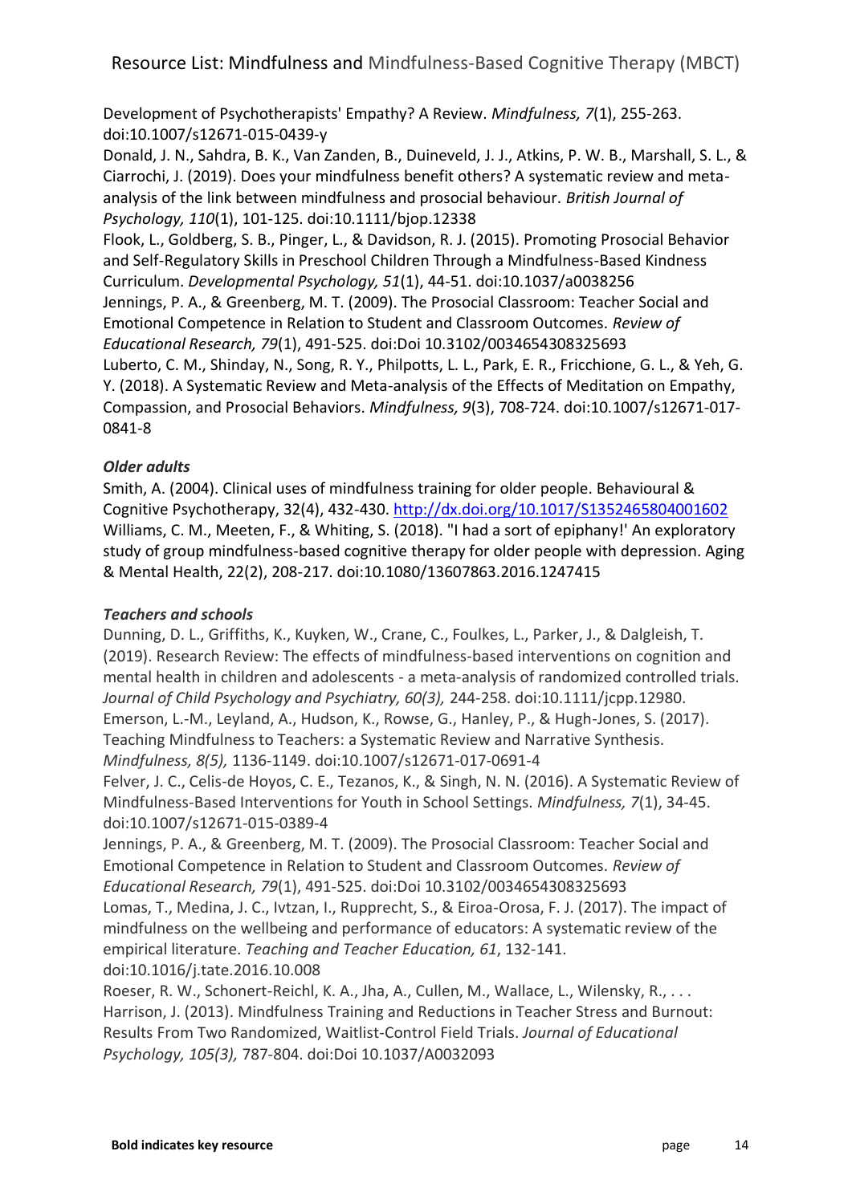Development of Psychotherapists' Empathy? A Review. *Mindfulness, 7*(1), 255-263. doi:10.1007/s12671-015-0439-y

Donald, J. N., Sahdra, B. K., Van Zanden, B., Duineveld, J. J., Atkins, P. W. B., Marshall, S. L., & Ciarrochi, J. (2019). Does your mindfulness benefit others? A systematic review and meta-analysis of the link between mindfulness and prosocial behaviour. *British Journal of Psychology, 110*(1), 101-125. doi:10.1111/bjop.12338

Flook, L., Goldberg, S. B., Pinger, L., & Davidson, R. J. (2015). Promoting Prosocial Behavior and Self-Regulatory Skills in Preschool Children Through a Mindfulness-Based Kindness Curriculum. *Developmental Psychology, 51*(1), 44-51. doi:10.1037/a0038256

Jennings, P. A., & Greenberg, M. T. (2009). The Prosocial Classroom: Teacher Social and Emotional Competence in Relation to Student and Classroom Outcomes. *Review of Educational Research, 79*(1), 491-525. doi:Doi 10.3102/0034654308325693

Luberto, C. M., Shinday, N., Song, R. Y., Philpotts, L. L., Park, E. R., Fricchione, G. L., & Yeh, G. Y. (2018). A Systematic Review and Meta-analysis of the Effects of Meditation on Empathy, Compassion, and Prosocial Behaviors. *Mindfulness, 9*(3), 708-724. doi:10.1007/s12671-017-0841-8

### *Older adults*

Smith, A. (2004). Clinical uses of mindfulness training for older people. Behavioural & Cognitive Psychotherapy, 32(4), 432-430. [http://dx.doi.org/10.1017/S1352465804001602](http://dx.doi.org/10.1017/S1352465804001602)

Williams, C. M., Meeten, F., & Whiting, S. (2018). "I had a sort of epiphany!' An exploratory study of group mindfulness-based cognitive therapy for older people with depression. Aging & Mental Health, 22(2), 208-217. doi:10.1080/13607863.2016.1247415

### *Teachers and schools*

Dunning, D. L., Griffiths, K., Kuyken, W., Crane, C., Foulkes, L., Parker, J., & Dalgleish, T. (2019). Research Review: The effects of mindfulness-based interventions on cognition and mental health in children and adolescents - a meta-analysis of randomized controlled trials. *Journal of Child Psychology and Psychiatry, 60(3),* 244-258. doi:10.1111/jcpp.12980.

Emerson, L.-M., Leyland, A., Hudson, K., Rowse, G., Hanley, P., & Hugh-Jones, S. (2017). Teaching Mindfulness to Teachers: a Systematic Review and Narrative Synthesis. *Mindfulness, 8(5),* 1136-1149. doi:10.1007/s12671-017-0691-4

Felver, J. C., Celis-de Hoyos, C. E., Tezanos, K., & Singh, N. N. (2016). A Systematic Review of Mindfulness-Based Interventions for Youth in School Settings. *Mindfulness, 7*(1), 34-45. doi:10.1007/s12671-015-0389-4

Jennings, P. A., & Greenberg, M. T. (2009). The Prosocial Classroom: Teacher Social and Emotional Competence in Relation to Student and Classroom Outcomes. *Review of Educational Research, 79*(1), 491-525. doi:Doi 10.3102/0034654308325693

Lomas, T., Medina, J. C., Ivtzan, I., Rupprecht, S., & Eiroa-Orosa, F. J. (2017). The impact of mindfulness on the wellbeing and performance of educators: A systematic review of the empirical literature. *Teaching and Teacher Education, 61*, 132-141. doi:10.1016/j.tate.2016.10.008

Roeser, R. W., Schonert-Reichl, K. A., Jha, A., Cullen, M., Wallace, L., Wilensky, R., . . . Harrison, J. (2013). Mindfulness Training and Reductions in Teacher Stress and Burnout: Results From Two Randomized, Waitlist-Control Field Trials. *Journal of Educational Psychology, 105(3),* 787-804. doi:Doi 10.1037/A0032093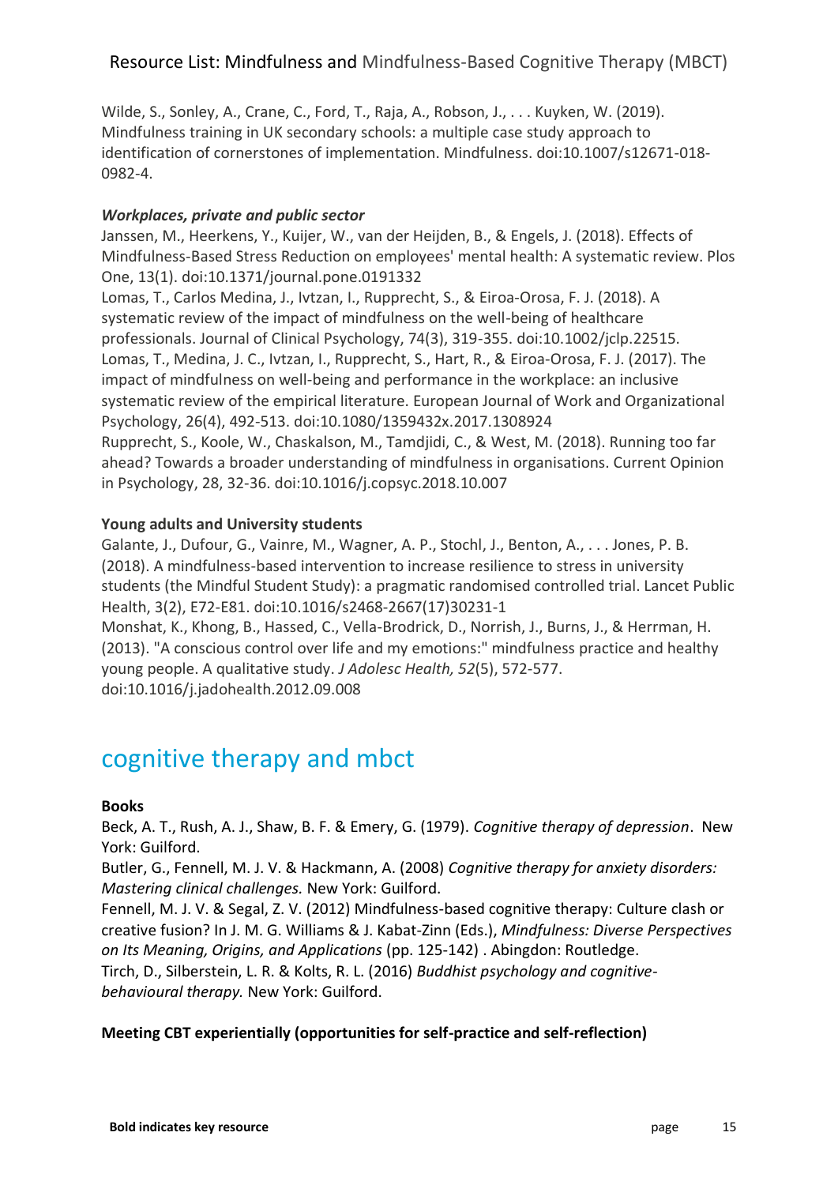Wilde, S., Sonley, A., Crane, C., Ford, T., Raja, A., Robson, J., . . . Kuyken, W. (2019). Mindfulness training in UK secondary schools: a multiple case study approach to identification of cornerstones of implementation. Mindfulness. doi:10.1007/s12671-018-0982-4.

***Workplaces, private and public sector***

Janssen, M., Heerkens, Y., Kuijer, W., van der Heijden, B., & Engels, J. (2018). Effects of Mindfulness-Based Stress Reduction on employees' mental health: A systematic review. Plos One, 13(1). doi:10.1371/journal.pone.0191332

Lomas, T., Carlos Medina, J., Ivtzan, I., Rupprecht, S., & Eiroa-Orosa, F. J. (2018). A systematic review of the impact of mindfulness on the well-being of healthcare professionals. Journal of Clinical Psychology, 74(3), 319-355. doi:10.1002/jclp.22515.

Lomas, T., Medina, J. C., Ivtzan, I., Rupprecht, S., Hart, R., & Eiroa-Orosa, F. J. (2017). The impact of mindfulness on well-being and performance in the workplace: an inclusive systematic review of the empirical literature. European Journal of Work and Organizational Psychology, 26(4), 492-513. doi:10.1080/1359432x.2017.1308924

Rupprecht, S., Koole, W., Chaskalson, M., Tamdjidi, C., & West, M. (2018). Running too far ahead? Towards a broader understanding of mindfulness in organisations. Current Opinion in Psychology, 28, 32-36. doi:10.1016/j.copsyc.2018.10.007

**Young adults and University students**

Galante, J., Dufour, G., Vainre, M., Wagner, A. P., Stochl, J., Benton, A., . . . Jones, P. B. (2018). A mindfulness-based intervention to increase resilience to stress in university students (the Mindful Student Study): a pragmatic randomised controlled trial. Lancet Public Health, 3(2), E72-E81. doi:10.1016/s2468-2667(17)30231-1

Monshat, K., Khong, B., Hassed, C., Vella-Brodrick, D., Norrish, J., Burns, J., & Herrman, H. (2013). "A conscious control over life and my emotions:" mindfulness practice and healthy young people. A qualitative study. *J Adolesc Health, 52*(5), 572-577. doi:10.1016/j.jadohealth.2012.09.008

# cognitive therapy and mbct

**Books**

Beck, A. T., Rush, A. J., Shaw, B. F. & Emery, G. (1979). *Cognitive therapy of depression*. New York: Guilford.

Butler, G., Fennell, M. J. V. & Hackmann, A. (2008) *Cognitive therapy for anxiety disorders: Mastering clinical challenges.* New York: Guilford.

Fennell, M. J. V. & Segal, Z. V. (2012) Mindfulness-based cognitive therapy: Culture clash or creative fusion? In J. M. G. Williams & J. Kabat-Zinn (Eds.), *Mindfulness: Diverse Perspectives on Its Meaning, Origins, and Applications* (pp. 125-142) . Abingdon: Routledge.

Tirch, D., Silberstein, L. R. & Kolts, R. L. (2016) *Buddhist psychology and cognitive-behavioural therapy.* New York: Guilford.

**Meeting CBT experientially (opportunities for self-practice and self-reflection)**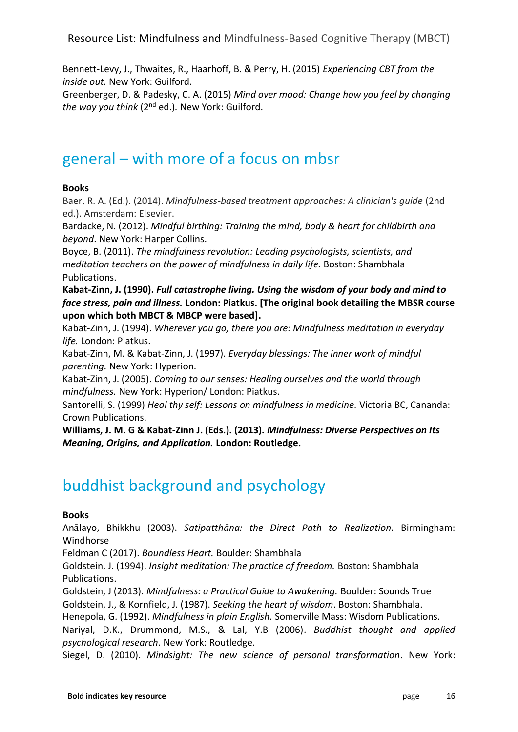Bennett-Levy, J., Thwaites, R., Haarhoff, B. & Perry, H. (2015) *Experiencing CBT from the inside out.* New York: Guilford.
Greenberger, D. & Padesky, C. A. (2015) *Mind over mood: Change how you feel by changing the way you think* (2nd ed.). New York: Guilford.

## general – with more of a focus on mbsr

**Books**

Baer, R. A. (Ed.). (2014). *Mindfulness-based treatment approaches: A clinician's guide* (2nd ed.). Amsterdam: Elsevier.
Bardacke, N. (2012). *Mindful birthing: Training the mind, body & heart for childbirth and beyond*. New York: Harper Collins.
Boyce, B. (2011). *The mindfulness revolution: Leading psychologists, scientists, and meditation teachers on the power of mindfulness in daily life.* Boston: Shambhala Publications.
**Kabat-Zinn, J. (1990). *Full catastrophe living. Using the wisdom of your body and mind to face stress, pain and illness.* London: Piatkus. [The original book detailing the MBSR course upon which both MBCT & MBCP were based].**
Kabat-Zinn, J. (1994). *Wherever you go, there you are: Mindfulness meditation in everyday life.* London: Piatkus.
Kabat-Zinn, M. & Kabat-Zinn, J. (1997). *Everyday blessings: The inner work of mindful parenting.* New York: Hyperion.
Kabat-Zinn, J. (2005). *Coming to our senses: Healing ourselves and the world through mindfulness.* New York: Hyperion/ London: Piatkus.
Santorelli, S. (1999) *Heal thy self: Lessons on mindfulness in medicine.* Victoria BC, Cananda: Crown Publications.
**Williams, J. M. G & Kabat-Zinn J. (Eds.). (2013). *Mindfulness: Diverse Perspectives on Its Meaning, Origins, and Application.* London: Routledge.**

## buddhist background and psychology

**Books**

Anālayo, Bhikkhu (2003). *Satipatthāna: the Direct Path to Realization.* Birmingham: Windhorse
Feldman C (2017). *Boundless Heart.* Boulder: Shambhala
Goldstein, J. (1994). *Insight meditation: The practice of freedom.* Boston: Shambhala Publications.
Goldstein, J (2013). *Mindfulness: a Practical Guide to Awakening.* Boulder: Sounds True
Goldstein, J., & Kornfield, J. (1987). *Seeking the heart of wisdom*. Boston: Shambhala.
Henepola, G. (1992). *Mindfulness in plain English.* Somerville Mass: Wisdom Publications.
Nariyal, D.K., Drummond, M.S., & Lal, Y.B (2006). *Buddhist thought and applied psychological research.* New York: Routledge.
Siegel, D. (2010). *Mindsight: The new science of personal transformation*. New York:

Bold indicates key resource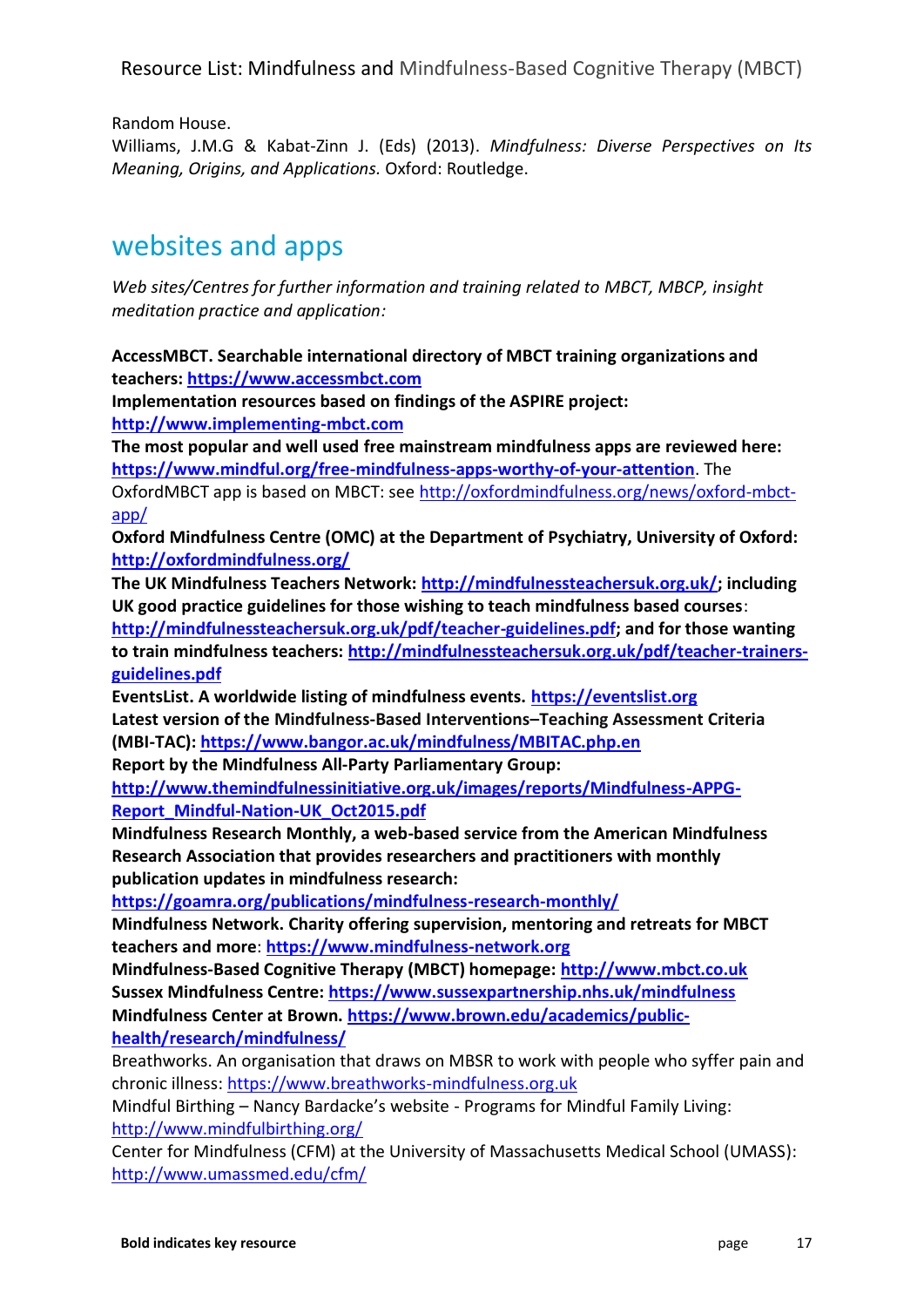Random House.

Williams, J.M.G & Kabat-Zinn J. (Eds) (2013). *Mindfulness: Diverse Perspectives on Its Meaning, Origins, and Applications.* Oxford: Routledge.

## websites and apps

*Web sites/Centres for further information and training related to MBCT, MBCP, insight meditation practice and application:*

**AccessMBCT. Searchable international directory of MBCT training organizations and teachers: https://www.accessmbct.com**

**Implementation resources based on findings of the ASPIRE project: http://www.implementing-mbct.com**

**The most popular and well used free mainstream mindfulness apps are reviewed here: https://www.mindful.org/free-mindfulness-apps-worthy-of-your-attention**. The OxfordMBCT app is based on MBCT: see http://oxfordmindfulness.org/news/oxford-mbct-app/

**Oxford Mindfulness Centre (OMC) at the Department of Psychiatry, University of Oxford: http://oxfordmindfulness.org/**

**The UK Mindfulness Teachers Network: http://mindfulnessteachersuk.org.uk/; including UK good practice guidelines for those wishing to teach mindfulness based courses**: **http://mindfulnessteachersuk.org.uk/pdf/teacher-guidelines.pdf; and for those wanting to train mindfulness teachers: http://mindfulnessteachersuk.org.uk/pdf/teacher-trainers-guidelines.pdf**

**EventsList. A worldwide listing of mindfulness events. https://eventslist.org**

**Latest version of the Mindfulness-Based Interventions–Teaching Assessment Criteria (MBI-TAC): https://www.bangor.ac.uk/mindfulness/MBITAC.php.en**

**Report by the Mindfulness All-Party Parliamentary Group: http://www.themindfulnessinitiative.org.uk/images/reports/Mindfulness-APPG-Report_Mindful-Nation-UK_Oct2015.pdf**

**Mindfulness Research Monthly, a web-based service from the American Mindfulness Research Association that provides researchers and practitioners with monthly publication updates in mindfulness research: https://goamra.org/publications/mindfulness-research-monthly/**

**Mindfulness Network. Charity offering supervision, mentoring and retreats for MBCT teachers and more**: **https://www.mindfulness-network.org**

**Mindfulness-Based Cognitive Therapy (MBCT) homepage: http://www.mbct.co.uk**

**Sussex Mindfulness Centre: https://www.sussexpartnership.nhs.uk/mindfulness**

**Mindfulness Center at Brown. https://www.brown.edu/academics/public-health/research/mindfulness/**

Breathworks. An organisation that draws on MBSR to work with people who syffer pain and chronic illness: https://www.breathworks-mindfulness.org.uk

Mindful Birthing – Nancy Bardacke's website - Programs for Mindful Family Living: http://www.mindfulbirthing.org/

Center for Mindfulness (CFM) at the University of Massachusetts Medical School (UMASS): http://www.umassmed.edu/cfm/

**Bold indicates key resource**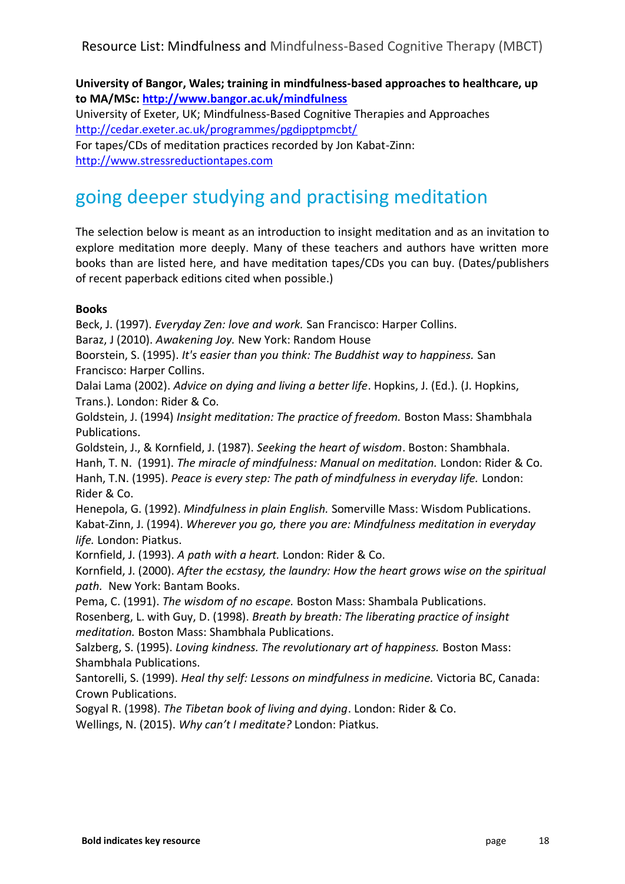**University of Bangor, Wales; training in mindfulness-based approaches to healthcare, up to MA/MSc: http://www.bangor.ac.uk/mindfulness**
University of Exeter, UK; Mindfulness-Based Cognitive Therapies and Approaches http://cedar.exeter.ac.uk/programmes/pgdipptpmcbt/
For tapes/CDs of meditation practices recorded by Jon Kabat-Zinn: http://www.stressreductiontapes.com

## going deeper studying and practising meditation

The selection below is meant as an introduction to insight meditation and as an invitation to explore meditation more deeply. Many of these teachers and authors have written more books than are listed here, and have meditation tapes/CDs you can buy. (Dates/publishers of recent paperback editions cited when possible.)

**Books**

Beck, J. (1997). *Everyday Zen: love and work.* San Francisco: Harper Collins.
Baraz, J (2010). *Awakening Joy.* New York: Random House
Boorstein, S. (1995). *It's easier than you think: The Buddhist way to happiness.* San Francisco: Harper Collins.
Dalai Lama (2002). *Advice on dying and living a better life*. Hopkins, J. (Ed.). (J. Hopkins, Trans.). London: Rider & Co.
Goldstein, J. (1994) *Insight meditation: The practice of freedom.* Boston Mass: Shambhala Publications.
Goldstein, J., & Kornfield, J. (1987). *Seeking the heart of wisdom*. Boston: Shambhala.
Hanh, T. N. (1991). *The miracle of mindfulness: Manual on meditation.* London: Rider & Co.
Hanh, T.N. (1995). *Peace is every step: The path of mindfulness in everyday life.* London: Rider & Co.
Henepola, G. (1992). *Mindfulness in plain English.* Somerville Mass: Wisdom Publications.
Kabat-Zinn, J. (1994). *Wherever you go, there you are: Mindfulness meditation in everyday life.* London: Piatkus.
Kornfield, J. (1993). *A path with a heart.* London: Rider & Co.
Kornfield, J. (2000). *After the ecstasy, the laundry: How the heart grows wise on the spiritual path.* New York: Bantam Books.
Pema, C. (1991). *The wisdom of no escape.* Boston Mass: Shambala Publications.
Rosenberg, L. with Guy, D. (1998). *Breath by breath: The liberating practice of insight meditation.* Boston Mass: Shambhala Publications.
Salzberg, S. (1995). *Loving kindness. The revolutionary art of happiness.* Boston Mass: Shambhala Publications.
Santorelli, S. (1999). *Heal thy self: Lessons on mindfulness in medicine.* Victoria BC, Canada: Crown Publications.
Sogyal R. (1998). *The Tibetan book of living and dying*. London: Rider & Co.
Wellings, N. (2015). *Why can't I meditate?* London: Piatkus.

**Bold indicates key resource**